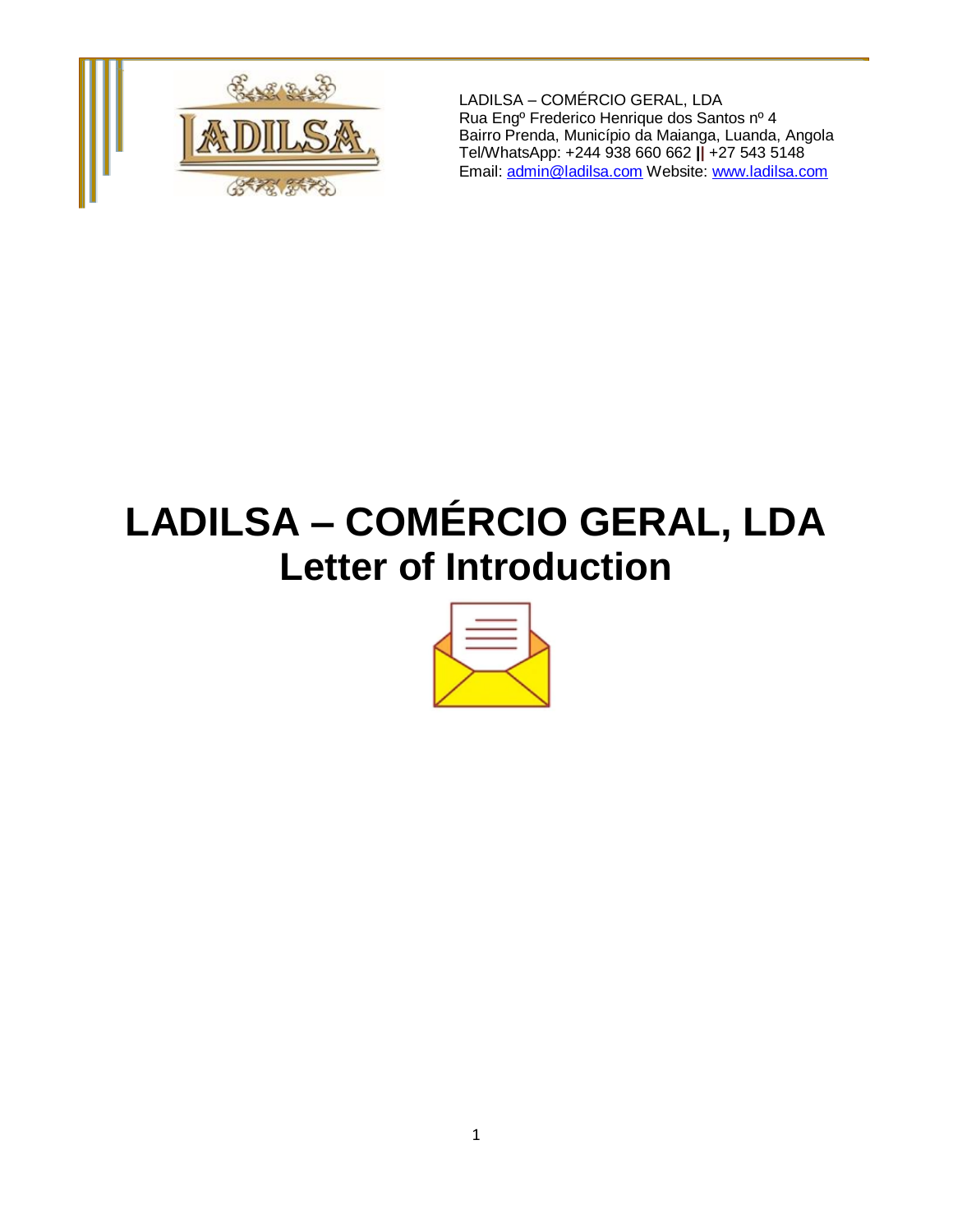LADILSA – COMÉRCIO GERAL, LDA
Rua Engº Frederico Henrique dos Santos nº 4
Bairro Prenda, Município da Maianga, Luanda, Angola
Tel/WhatsApp: +244 938 660 662 || +27 543 5148
Email: admin@ladilsa.com Website: www.ladilsa.com

# LADILSA – COMÉRCIO GERAL, LDA
# Letter of Introduction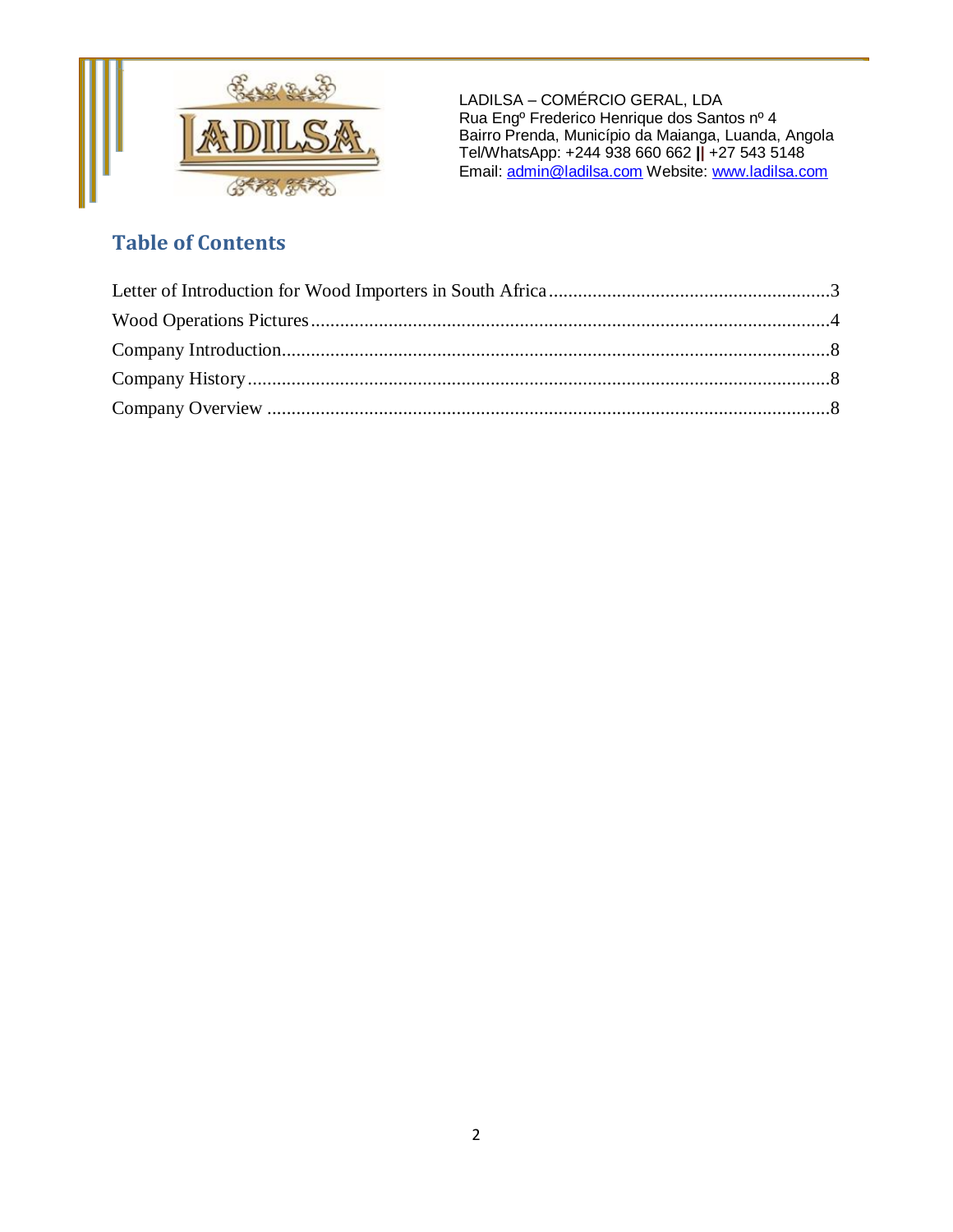LADILSA – COMÉRCIO GERAL, LDA
Rua Engº Frederico Henrique dos Santos nº 4
Bairro Prenda, Município da Maianga, Luanda, Angola
Tel/WhatsApp: +244 938 660 662 || +27 543 5148
Email: admin@ladilsa.com Website: www.ladilsa.com

## Table of Contents

Letter of Introduction for Wood Importers in South Africa ........................................................3
Wood Operations Pictures ..........................................................................................................4
Company Introduction.................................................................................................................8
Company History.........................................................................................................................8
Company Overview ....................................................................................................................8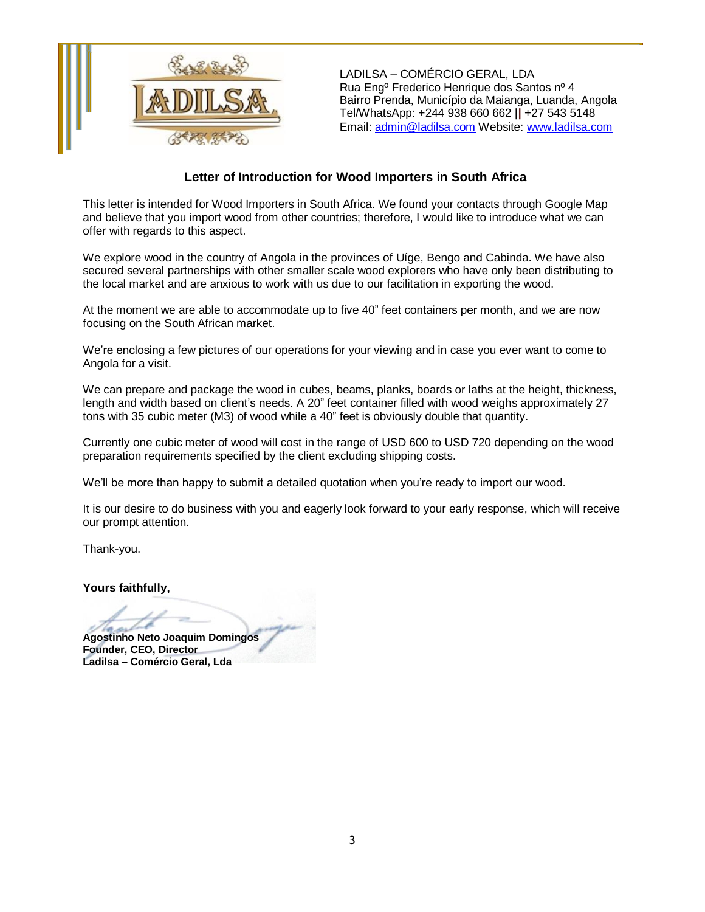LADILSA – COMÉRCIO GERAL, LDA
Rua Engº Frederico Henrique dos Santos nº 4
Bairro Prenda, Município da Maianga, Luanda, Angola
Tel/WhatsApp: +244 938 660 662 || +27 543 5148
Email: admin@ladilsa.com Website: www.ladilsa.com

## Letter of Introduction for Wood Importers in South Africa

This letter is intended for Wood Importers in South Africa. We found your contacts through Google Map and believe that you import wood from other countries; therefore, I would like to introduce what we can offer with regards to this aspect.

We explore wood in the country of Angola in the provinces of Uíge, Bengo and Cabinda. We have also secured several partnerships with other smaller scale wood explorers who have only been distributing to the local market and are anxious to work with us due to our facilitation in exporting the wood.

At the moment we are able to accommodate up to five 40" feet containers per month, and we are now focusing on the South African market.

We're enclosing a few pictures of our operations for your viewing and in case you ever want to come to Angola for a visit.

We can prepare and package the wood in cubes, beams, planks, boards or laths at the height, thickness, length and width based on client's needs. A 20" feet container filled with wood weighs approximately 27 tons with 35 cubic meter (M3) of wood while a 40" feet is obviously double that quantity.

Currently one cubic meter of wood will cost in the range of USD 600 to USD 720 depending on the wood preparation requirements specified by the client excluding shipping costs.

We'll be more than happy to submit a detailed quotation when you're ready to import our wood.

It is our desire to do business with you and eagerly look forward to your early response, which will receive our prompt attention.

Thank-you.

**Yours faithfully,**

**Agostinho Neto Joaquim Domingos**
**Founder, CEO, Director**
**Ladilsa – Comércio Geral, Lda**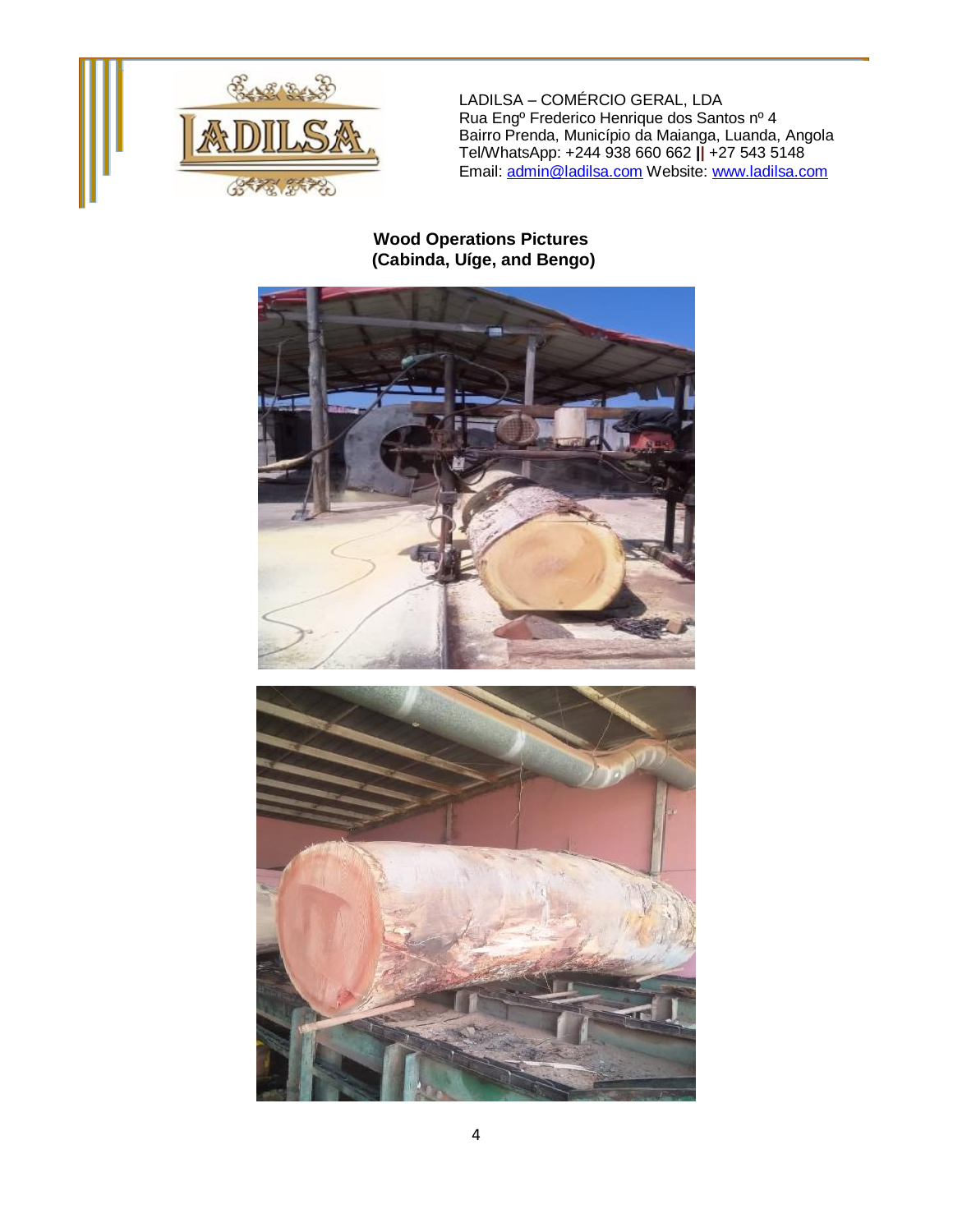LADILSA – COMÉRCIO GERAL, LDA
Rua Engº Frederico Henrique dos Santos nº 4
Bairro Prenda, Município da Maianga, Luanda, Angola
Tel/WhatsApp: +244 938 660 662 || +27 543 5148
Email: admin@ladilsa.com Website: www.ladilsa.com

**Wood Operations Pictures (Cabinda, Uíge, and Bengo)**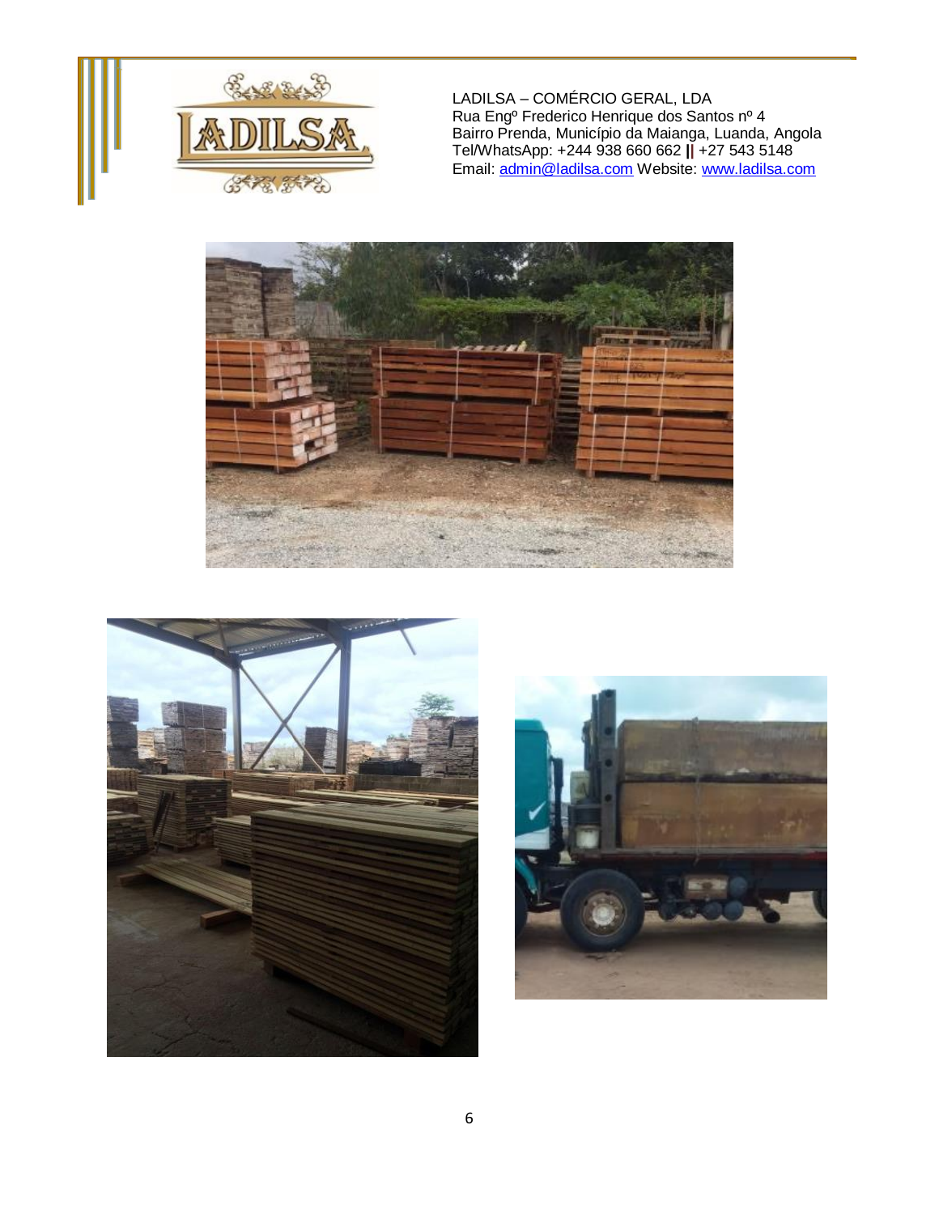LADILSA – COMÉRCIO GERAL, LDA
Rua Engº Frederico Henrique dos Santos nº 4
Bairro Prenda, Município da Maianga, Luanda, Angola
Tel/WhatsApp: +244 938 660 662 || +27 543 5148
Email: admin@ladilsa.com Website: www.ladilsa.com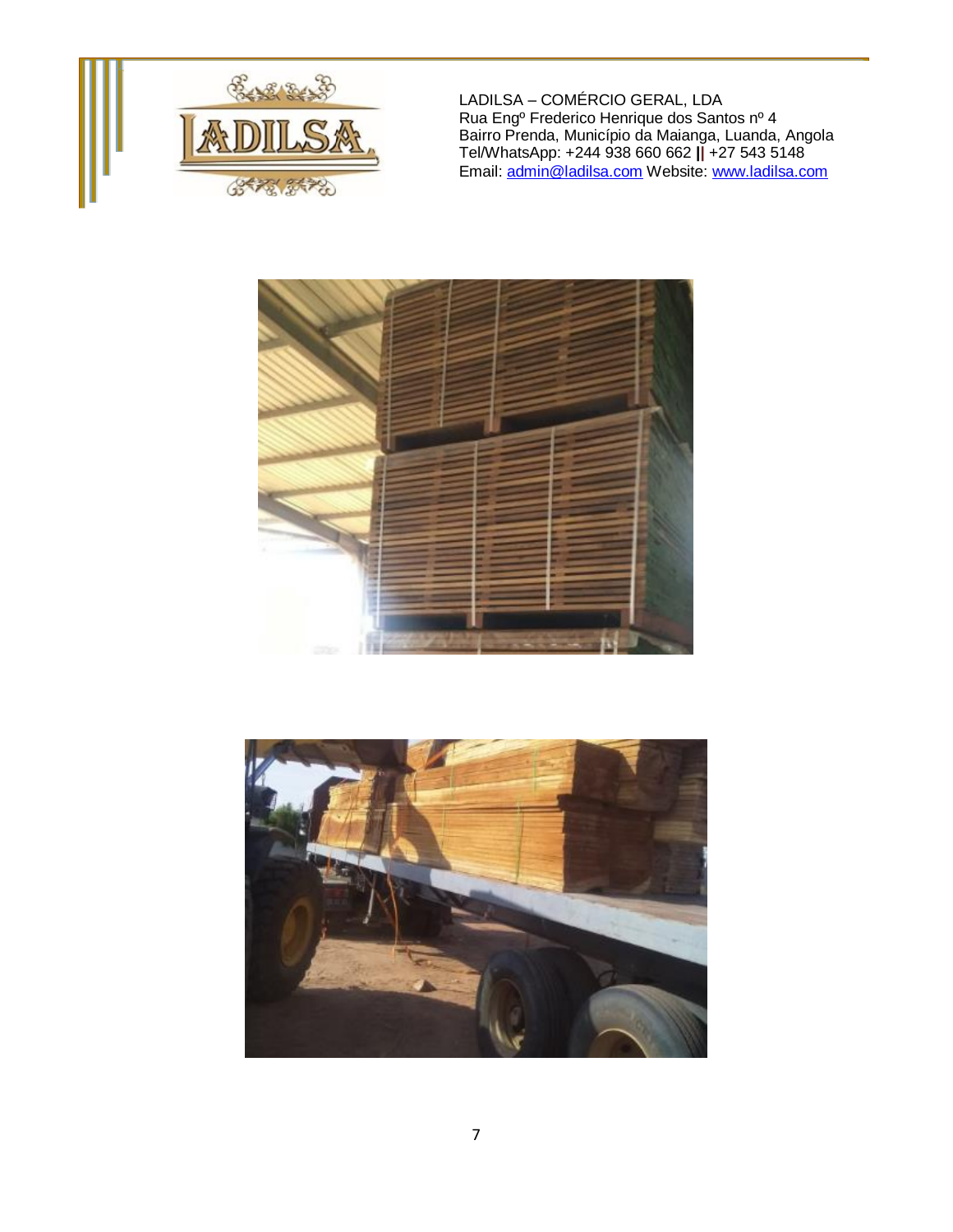LADILSA – COMÉRCIO GERAL, LDA
Rua Engº Frederico Henrique dos Santos nº 4
Bairro Prenda, Município da Maianga, Luanda, Angola
Tel/WhatsApp: +244 938 660 662 || +27 543 5148
Email: admin@ladilsa.com Website: www.ladilsa.com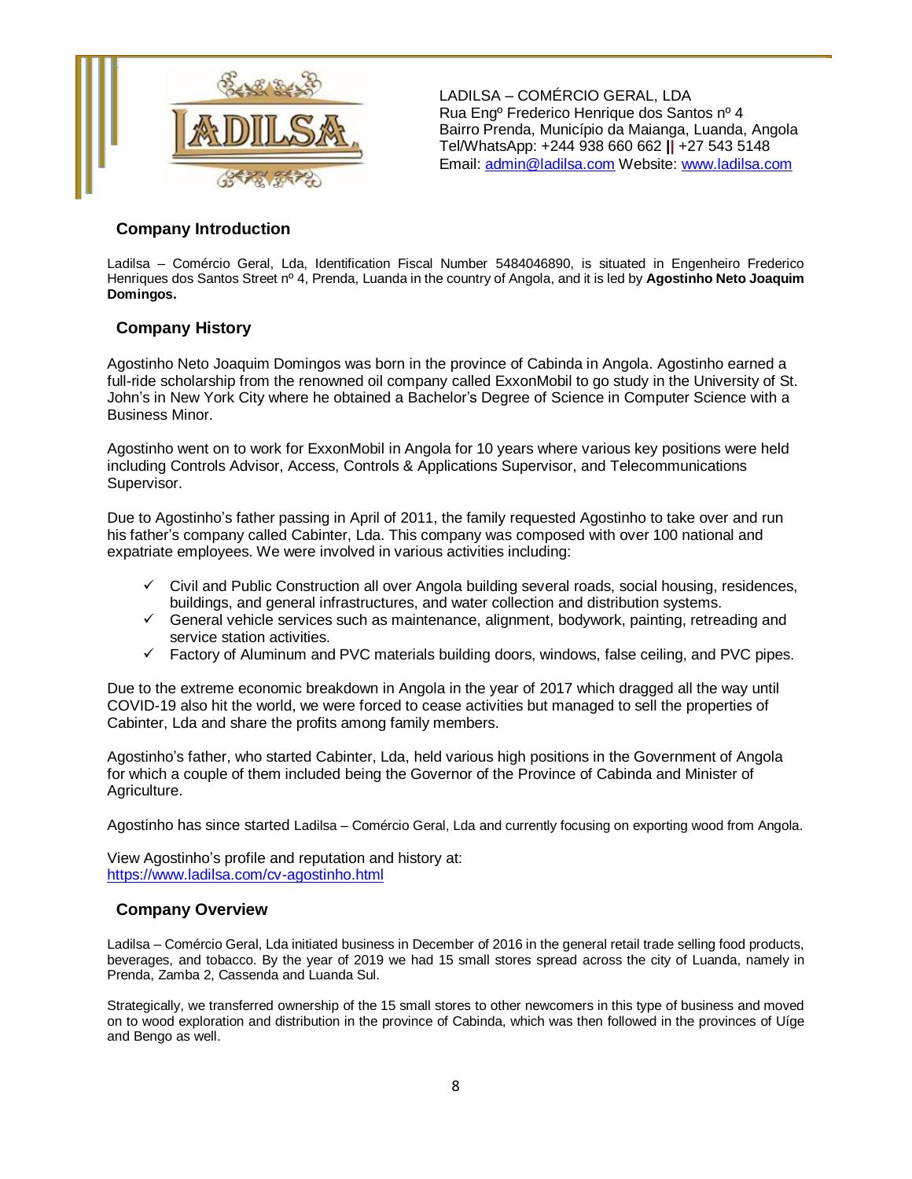LADILSA – COMÉRCIO GERAL, LDA
Rua Engº Frederico Henrique dos Santos nº 4
Bairro Prenda, Município da Maianga, Luanda, Angola
Tel/WhatsApp: +244 938 660 662 || +27 543 5148
Email: admin@ladilsa.com Website: www.ladilsa.com

## Company Introduction

Ladilsa – Comércio Geral, Lda, Identification Fiscal Number 5484046890, is situated in Engenheiro Frederico Henriques dos Santos Street nº 4, Prenda, Luanda in the country of Angola, and it is led by **Agostinho Neto Joaquim Domingos.**

## Company History

Agostinho Neto Joaquim Domingos was born in the province of Cabinda in Angola. Agostinho earned a full-ride scholarship from the renowned oil company called ExxonMobil to go study in the University of St. John's in New York City where he obtained a Bachelor's Degree of Science in Computer Science with a Business Minor.

Agostinho went on to work for ExxonMobil in Angola for 10 years where various key positions were held including Controls Advisor, Access, Controls & Applications Supervisor, and Telecommunications Supervisor.

Due to Agostinho's father passing in April of 2011, the family requested Agostinho to take over and run his father's company called Cabinter, Lda. This company was composed with over 100 national and expatriate employees. We were involved in various activities including:

- ✓ Civil and Public Construction all over Angola building several roads, social housing, residences, buildings, and general infrastructures, and water collection and distribution systems.
- ✓ General vehicle services such as maintenance, alignment, bodywork, painting, retreading and service station activities.
- ✓ Factory of Aluminum and PVC materials building doors, windows, false ceiling, and PVC pipes.

Due to the extreme economic breakdown in Angola in the year of 2017 which dragged all the way until COVID-19 also hit the world, we were forced to cease activities but managed to sell the properties of Cabinter, Lda and share the profits among family members.

Agostinho's father, who started Cabinter, Lda, held various high positions in the Government of Angola for which a couple of them included being the Governor of the Province of Cabinda and Minister of Agriculture.

Agostinho has since started Ladilsa – Comércio Geral, Lda and currently focusing on exporting wood from Angola.

View Agostinho's profile and reputation and history at:
https://www.ladilsa.com/cv-agostinho.html

## Company Overview

Ladilsa – Comércio Geral, Lda initiated business in December of 2016 in the general retail trade selling food products, beverages, and tobacco. By the year of 2019 we had 15 small stores spread across the city of Luanda, namely in Prenda, Zamba 2, Cassenda and Luanda Sul.

Strategically, we transferred ownership of the 15 small stores to other newcomers in this type of business and moved on to wood exploration and distribution in the province of Cabinda, which was then followed in the provinces of Uíge and Bengo as well.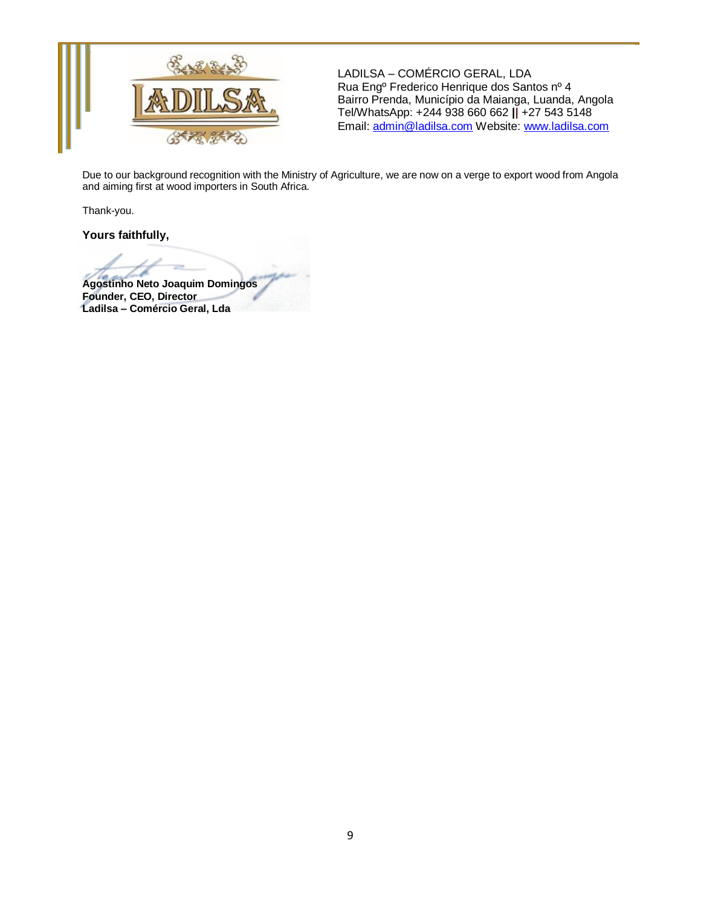LADILSA – COMÉRCIO GERAL, LDA
Rua Engº Frederico Henrique dos Santos nº 4
Bairro Prenda, Município da Maianga, Luanda, Angola
Tel/WhatsApp: +244 938 660 662 || +27 543 5148
Email: admin@ladilsa.com Website: www.ladilsa.com

Due to our background recognition with the Ministry of Agriculture, we are now on a verge to export wood from Angola and aiming first at wood importers in South Africa.

Thank-you.

**Yours faithfully,**

**Agostinho Neto Joaquim Domingos**
**Founder, CEO, Director**
**Ladilsa – Comércio Geral, Lda**